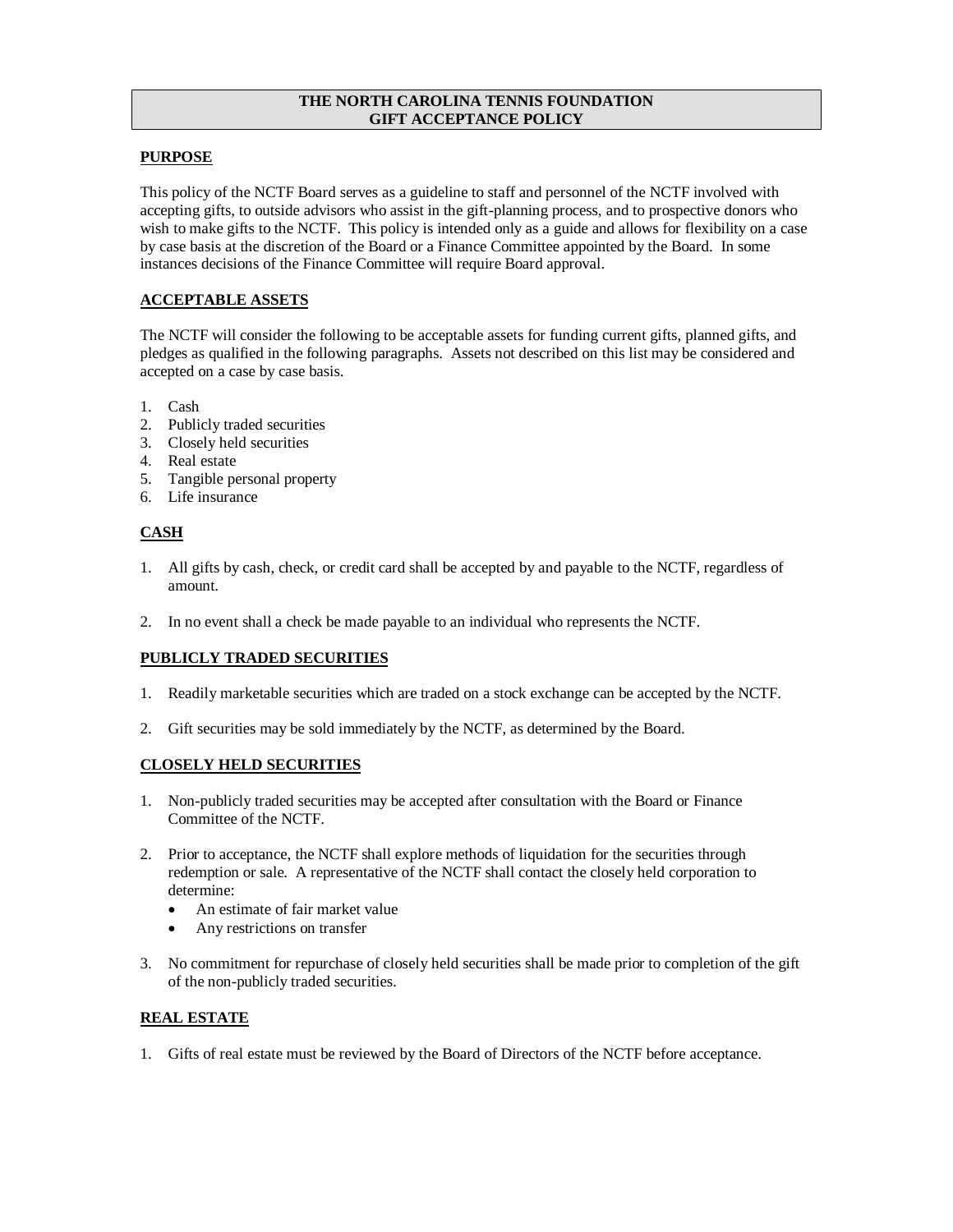# THE NORTH CAROLINA TENNIS FOUNDATION
# GIFT ACCEPTANCE POLICY

## PURPOSE

This policy of the NCTF Board serves as a guideline to staff and personnel of the NCTF involved with accepting gifts, to outside advisors who assist in the gift-planning process, and to prospective donors who wish to make gifts to the NCTF. This policy is intended only as a guide and allows for flexibility on a case by case basis at the discretion of the Board or a Finance Committee appointed by the Board. In some instances decisions of the Finance Committee will require Board approval.

## ACCEPTABLE ASSETS

The NCTF will consider the following to be acceptable assets for funding current gifts, planned gifts, and pledges as qualified in the following paragraphs. Assets not described on this list may be considered and accepted on a case by case basis.

1. Cash
2. Publicly traded securities
3. Closely held securities
4. Real estate
5. Tangible personal property
6. Life insurance

## CASH

1. All gifts by cash, check, or credit card shall be accepted by and payable to the NCTF, regardless of amount.

2. In no event shall a check be made payable to an individual who represents the NCTF.

## PUBLICLY TRADED SECURITIES

1. Readily marketable securities which are traded on a stock exchange can be accepted by the NCTF.

2. Gift securities may be sold immediately by the NCTF, as determined by the Board.

## CLOSELY HELD SECURITIES

1. Non-publicly traded securities may be accepted after consultation with the Board or Finance Committee of the NCTF.

2. Prior to acceptance, the NCTF shall explore methods of liquidation for the securities through redemption or sale. A representative of the NCTF shall contact the closely held corporation to determine:
   - An estimate of fair market value
   - Any restrictions on transfer

3. No commitment for repurchase of closely held securities shall be made prior to completion of the gift of the non-publicly traded securities.

## REAL ESTATE

1. Gifts of real estate must be reviewed by the Board of Directors of the NCTF before acceptance.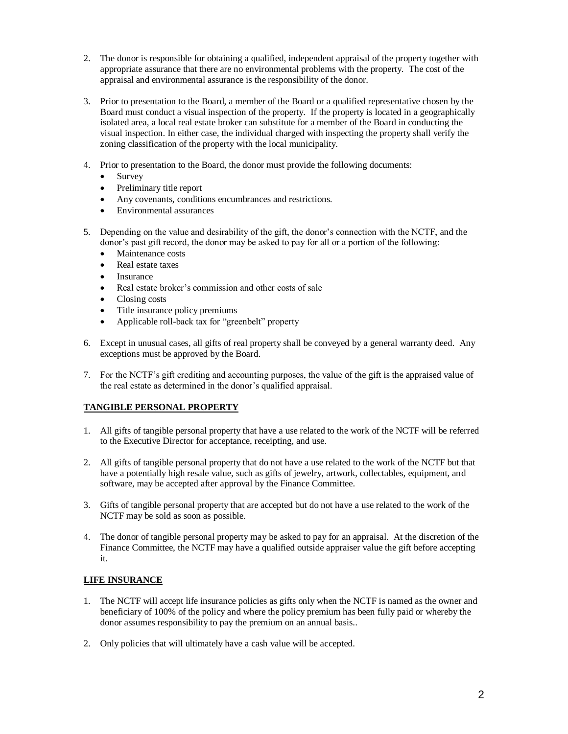2. The donor is responsible for obtaining a qualified, independent appraisal of the property together with appropriate assurance that there are no environmental problems with the property. The cost of the appraisal and environmental assurance is the responsibility of the donor.

3. Prior to presentation to the Board, a member of the Board or a qualified representative chosen by the Board must conduct a visual inspection of the property. If the property is located in a geographically isolated area, a local real estate broker can substitute for a member of the Board in conducting the visual inspection. In either case, the individual charged with inspecting the property shall verify the zoning classification of the property with the local municipality.

4. Prior to presentation to the Board, the donor must provide the following documents:
   - Survey
   - Preliminary title report
   - Any covenants, conditions encumbrances and restrictions.
   - Environmental assurances

5. Depending on the value and desirability of the gift, the donor's connection with the NCTF, and the donor's past gift record, the donor may be asked to pay for all or a portion of the following:
   - Maintenance costs
   - Real estate taxes
   - Insurance
   - Real estate broker's commission and other costs of sale
   - Closing costs
   - Title insurance policy premiums
   - Applicable roll-back tax for "greenbelt" property

6. Except in unusual cases, all gifts of real property shall be conveyed by a general warranty deed. Any exceptions must be approved by the Board.

7. For the NCTF's gift crediting and accounting purposes, the value of the gift is the appraised value of the real estate as determined in the donor's qualified appraisal.

**TANGIBLE PERSONAL PROPERTY**

1. All gifts of tangible personal property that have a use related to the work of the NCTF will be referred to the Executive Director for acceptance, receipting, and use.

2. All gifts of tangible personal property that do not have a use related to the work of the NCTF but that have a potentially high resale value, such as gifts of jewelry, artwork, collectables, equipment, and software, may be accepted after approval by the Finance Committee.

3. Gifts of tangible personal property that are accepted but do not have a use related to the work of the NCTF may be sold as soon as possible.

4. The donor of tangible personal property may be asked to pay for an appraisal. At the discretion of the Finance Committee, the NCTF may have a qualified outside appraiser value the gift before accepting it.

**LIFE INSURANCE**

1. The NCTF will accept life insurance policies as gifts only when the NCTF is named as the owner and beneficiary of 100% of the policy and where the policy premium has been fully paid or whereby the donor assumes responsibility to pay the premium on an annual basis..

2. Only policies that will ultimately have a cash value will be accepted.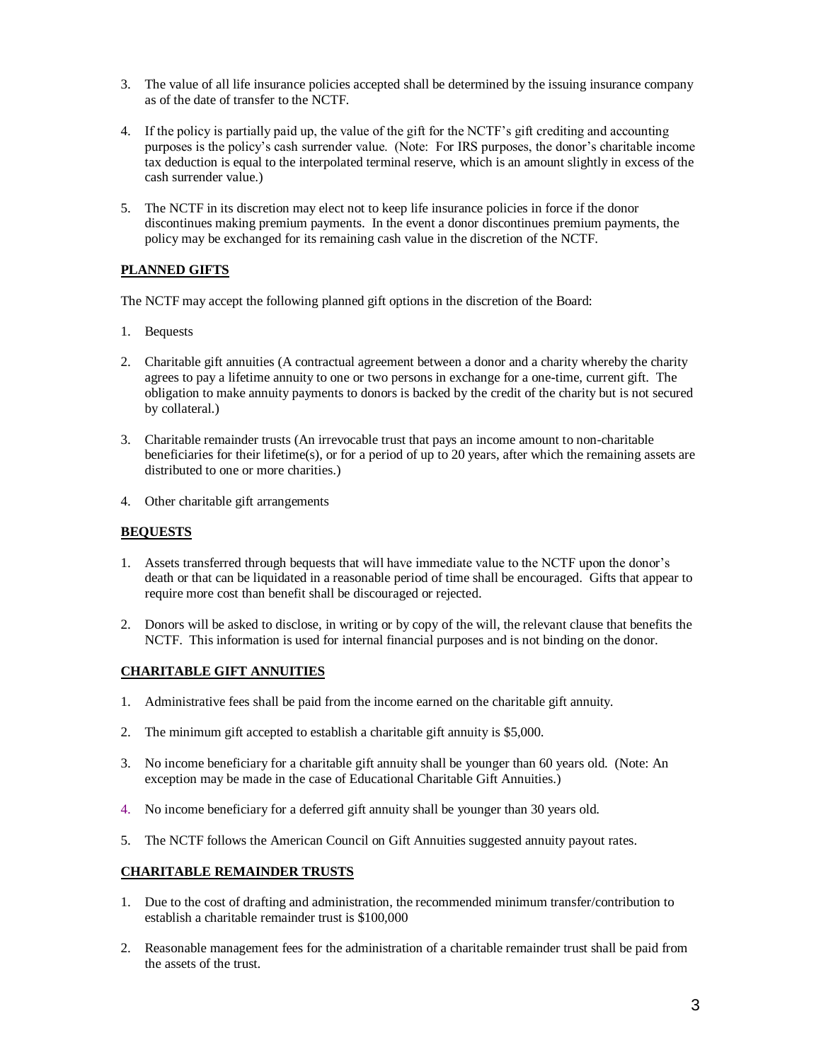3. The value of all life insurance policies accepted shall be determined by the issuing insurance company as of the date of transfer to the NCTF.

4. If the policy is partially paid up, the value of the gift for the NCTF's gift crediting and accounting purposes is the policy's cash surrender value. (Note: For IRS purposes, the donor's charitable income tax deduction is equal to the interpolated terminal reserve, which is an amount slightly in excess of the cash surrender value.)

5. The NCTF in its discretion may elect not to keep life insurance policies in force if the donor discontinues making premium payments. In the event a donor discontinues premium payments, the policy may be exchanged for its remaining cash value in the discretion of the NCTF.

**PLANNED GIFTS**

The NCTF may accept the following planned gift options in the discretion of the Board:

1. Bequests

2. Charitable gift annuities (A contractual agreement between a donor and a charity whereby the charity agrees to pay a lifetime annuity to one or two persons in exchange for a one-time, current gift. The obligation to make annuity payments to donors is backed by the credit of the charity but is not secured by collateral.)

3. Charitable remainder trusts (An irrevocable trust that pays an income amount to non-charitable beneficiaries for their lifetime(s), or for a period of up to 20 years, after which the remaining assets are distributed to one or more charities.)

4. Other charitable gift arrangements

**BEQUESTS**

1. Assets transferred through bequests that will have immediate value to the NCTF upon the donor's death or that can be liquidated in a reasonable period of time shall be encouraged. Gifts that appear to require more cost than benefit shall be discouraged or rejected.

2. Donors will be asked to disclose, in writing or by copy of the will, the relevant clause that benefits the NCTF. This information is used for internal financial purposes and is not binding on the donor.

**CHARITABLE GIFT ANNUITIES**

1. Administrative fees shall be paid from the income earned on the charitable gift annuity.

2. The minimum gift accepted to establish a charitable gift annuity is $5,000.

3. No income beneficiary for a charitable gift annuity shall be younger than 60 years old. (Note: An exception may be made in the case of Educational Charitable Gift Annuities.)

4. No income beneficiary for a deferred gift annuity shall be younger than 30 years old.

5. The NCTF follows the American Council on Gift Annuities suggested annuity payout rates.

**CHARITABLE REMAINDER TRUSTS**

1. Due to the cost of drafting and administration, the recommended minimum transfer/contribution to establish a charitable remainder trust is $100,000

2. Reasonable management fees for the administration of a charitable remainder trust shall be paid from the assets of the trust.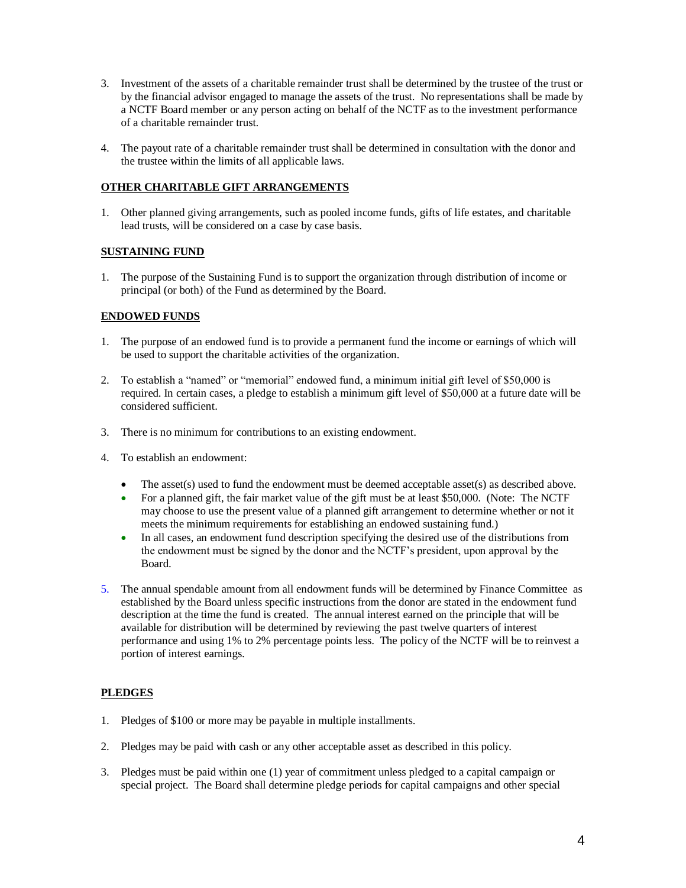3. Investment of the assets of a charitable remainder trust shall be determined by the trustee of the trust or by the financial advisor engaged to manage the assets of the trust. No representations shall be made by a NCTF Board member or any person acting on behalf of the NCTF as to the investment performance of a charitable remainder trust.

4. The payout rate of a charitable remainder trust shall be determined in consultation with the donor and the trustee within the limits of all applicable laws.

**OTHER CHARITABLE GIFT ARRANGEMENTS**

1. Other planned giving arrangements, such as pooled income funds, gifts of life estates, and charitable lead trusts, will be considered on a case by case basis.

**SUSTAINING FUND**

1. The purpose of the Sustaining Fund is to support the organization through distribution of income or principal (or both) of the Fund as determined by the Board.

**ENDOWED FUNDS**

1. The purpose of an endowed fund is to provide a permanent fund the income or earnings of which will be used to support the charitable activities of the organization.

2. To establish a "named" or "memorial" endowed fund, a minimum initial gift level of $50,000 is required. In certain cases, a pledge to establish a minimum gift level of $50,000 at a future date will be considered sufficient.

3. There is no minimum for contributions to an existing endowment.

4. To establish an endowment:

   - The asset(s) used to fund the endowment must be deemed acceptable asset(s) as described above.
   - For a planned gift, the fair market value of the gift must be at least $50,000. (Note: The NCTF may choose to use the present value of a planned gift arrangement to determine whether or not it meets the minimum requirements for establishing an endowed sustaining fund.)
   - In all cases, an endowment fund description specifying the desired use of the distributions from the endowment must be signed by the donor and the NCTF's president, upon approval by the Board.

5. The annual spendable amount from all endowment funds will be determined by Finance Committee as established by the Board unless specific instructions from the donor are stated in the endowment fund description at the time the fund is created. The annual interest earned on the principle that will be available for distribution will be determined by reviewing the past twelve quarters of interest performance and using 1% to 2% percentage points less. The policy of the NCTF will be to reinvest a portion of interest earnings.

**PLEDGES**

1. Pledges of $100 or more may be payable in multiple installments.

2. Pledges may be paid with cash or any other acceptable asset as described in this policy.

3. Pledges must be paid within one (1) year of commitment unless pledged to a capital campaign or special project. The Board shall determine pledge periods for capital campaigns and other special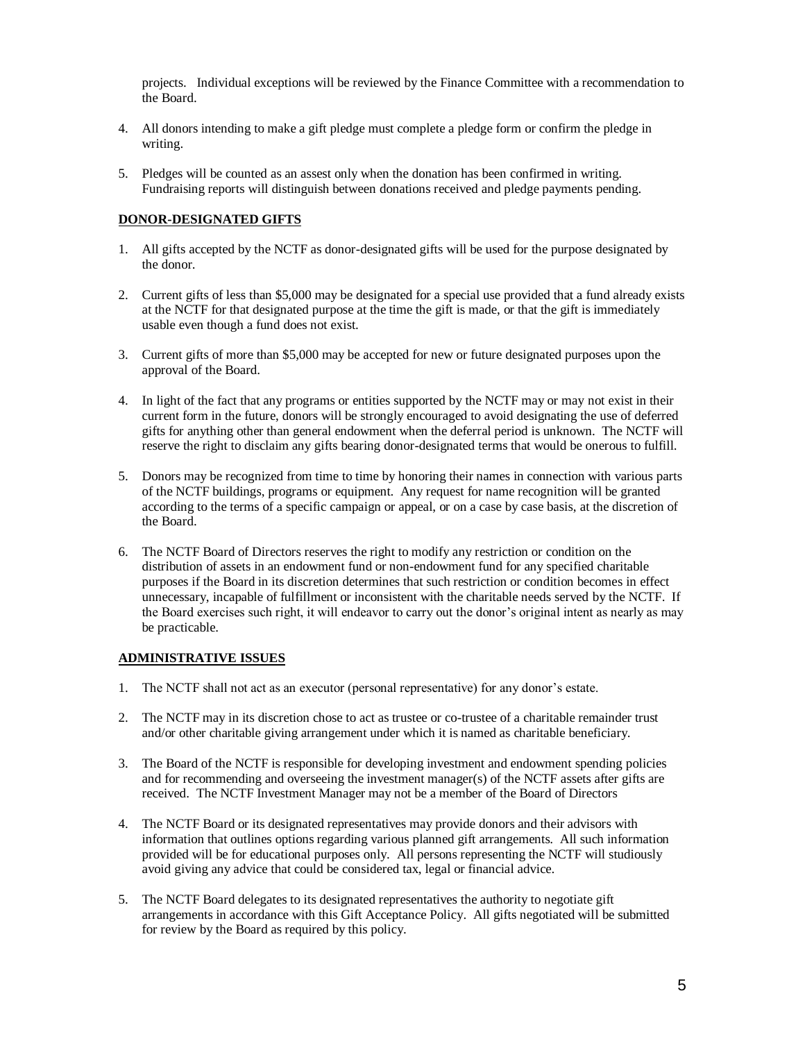projects. Individual exceptions will be reviewed by the Finance Committee with a recommendation to the Board.

4. All donors intending to make a gift pledge must complete a pledge form or confirm the pledge in writing.

5. Pledges will be counted as an assest only when the donation has been confirmed in writing. Fundraising reports will distinguish between donations received and pledge payments pending.

**DONOR-DESIGNATED GIFTS**

1. All gifts accepted by the NCTF as donor-designated gifts will be used for the purpose designated by the donor.

2. Current gifts of less than $5,000 may be designated for a special use provided that a fund already exists at the NCTF for that designated purpose at the time the gift is made, or that the gift is immediately usable even though a fund does not exist.

3. Current gifts of more than $5,000 may be accepted for new or future designated purposes upon the approval of the Board.

4. In light of the fact that any programs or entities supported by the NCTF may or may not exist in their current form in the future, donors will be strongly encouraged to avoid designating the use of deferred gifts for anything other than general endowment when the deferral period is unknown. The NCTF will reserve the right to disclaim any gifts bearing donor-designated terms that would be onerous to fulfill.

5. Donors may be recognized from time to time by honoring their names in connection with various parts of the NCTF buildings, programs or equipment. Any request for name recognition will be granted according to the terms of a specific campaign or appeal, or on a case by case basis, at the discretion of the Board.

6. The NCTF Board of Directors reserves the right to modify any restriction or condition on the distribution of assets in an endowment fund or non-endowment fund for any specified charitable purposes if the Board in its discretion determines that such restriction or condition becomes in effect unnecessary, incapable of fulfillment or inconsistent with the charitable needs served by the NCTF. If the Board exercises such right, it will endeavor to carry out the donor's original intent as nearly as may be practicable.

**ADMINISTRATIVE ISSUES**

1. The NCTF shall not act as an executor (personal representative) for any donor's estate.

2. The NCTF may in its discretion chose to act as trustee or co-trustee of a charitable remainder trust and/or other charitable giving arrangement under which it is named as charitable beneficiary.

3. The Board of the NCTF is responsible for developing investment and endowment spending policies and for recommending and overseeing the investment manager(s) of the NCTF assets after gifts are received. The NCTF Investment Manager may not be a member of the Board of Directors

4. The NCTF Board or its designated representatives may provide donors and their advisors with information that outlines options regarding various planned gift arrangements. All such information provided will be for educational purposes only. All persons representing the NCTF will studiously avoid giving any advice that could be considered tax, legal or financial advice.

5. The NCTF Board delegates to its designated representatives the authority to negotiate gift arrangements in accordance with this Gift Acceptance Policy. All gifts negotiated will be submitted for review by the Board as required by this policy.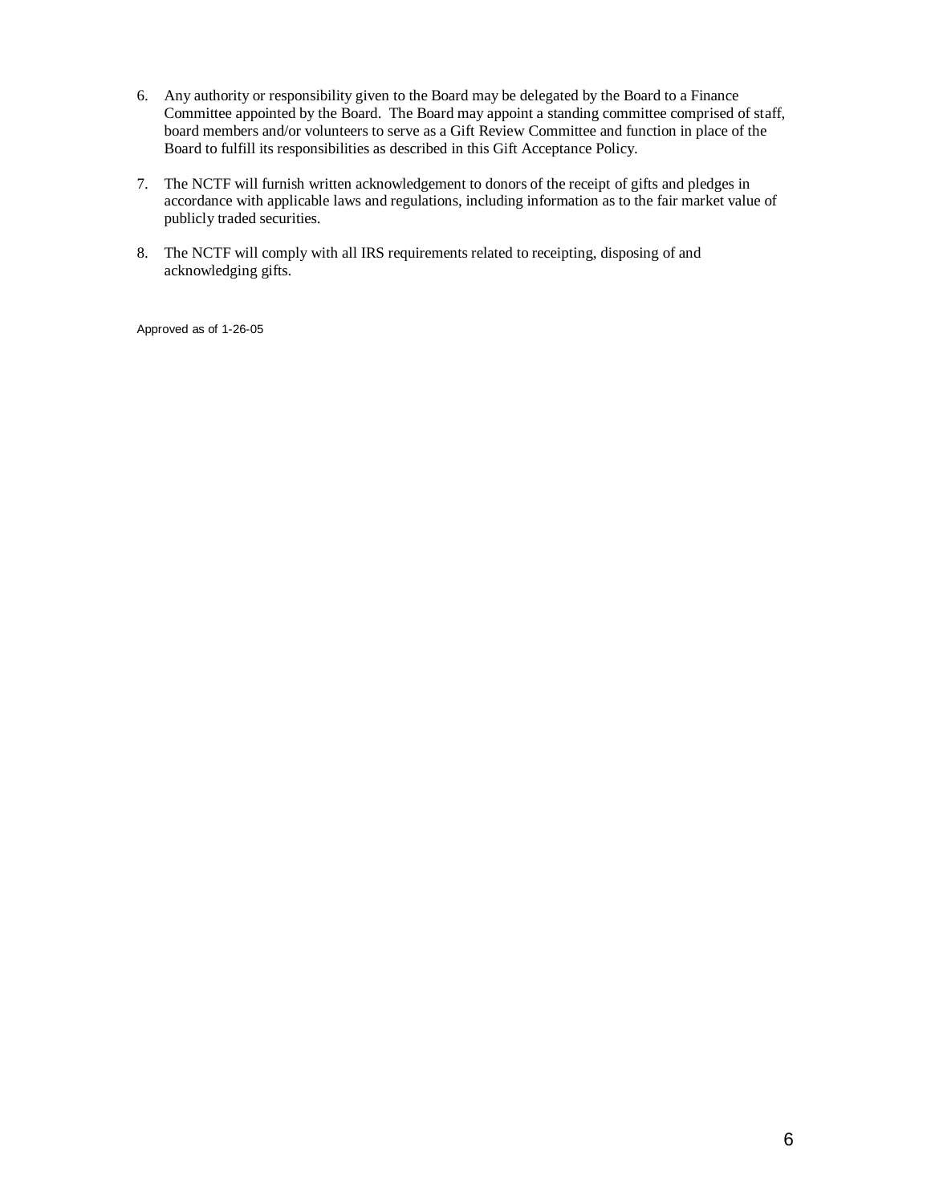6. Any authority or responsibility given to the Board may be delegated by the Board to a Finance Committee appointed by the Board. The Board may appoint a standing committee comprised of staff, board members and/or volunteers to serve as a Gift Review Committee and function in place of the Board to fulfill its responsibilities as described in this Gift Acceptance Policy.

7. The NCTF will furnish written acknowledgement to donors of the receipt of gifts and pledges in accordance with applicable laws and regulations, including information as to the fair market value of publicly traded securities.

8. The NCTF will comply with all IRS requirements related to receipting, disposing of and acknowledging gifts.

Approved as of 1-26-05